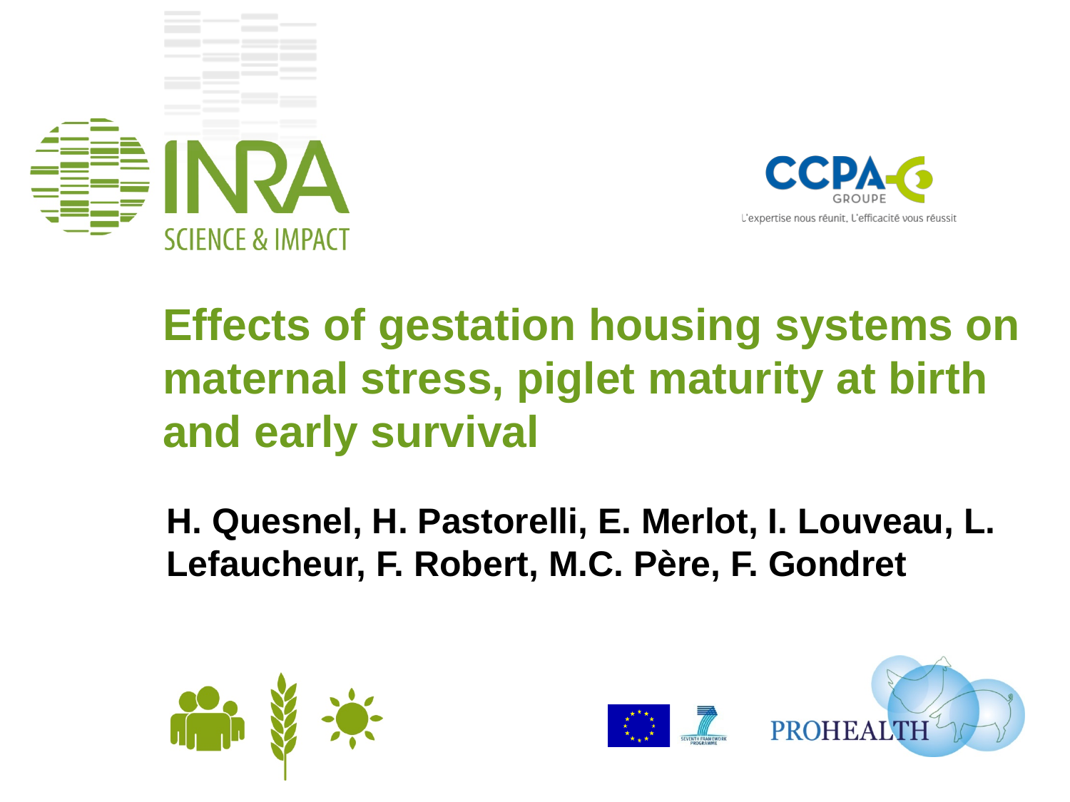INRA SCIENCE & IMPACT

CCPA GROUPE

L'expertise nous réunit, L'efficacité vous réussit

# Effects of gestation housing systems on maternal stress, piglet maturity at birth and early survival

**H. Quesnel, H. Pastorelli, E. Merlot, I. Louveau, L. Lefaucheur, F. Robert, M.C. Père, F. Gondret**

SEVENTH FRAMEWORK PROGRAMME

PROHEALTH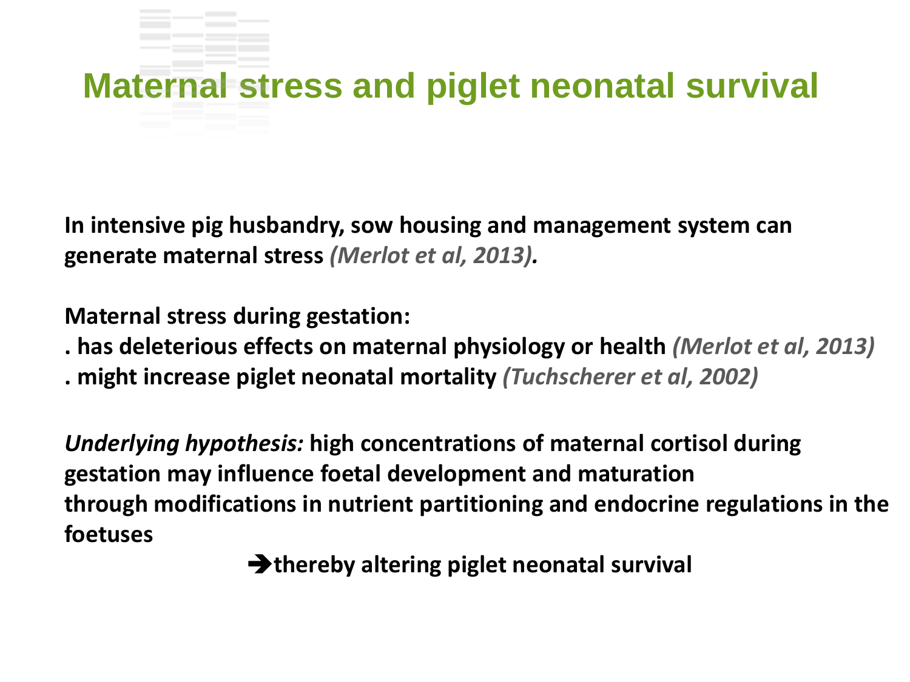# Maternal stress and piglet neonatal survival

**In intensive pig husbandry, sow housing and management system can generate maternal stress** ***(Merlot et al, 2013).***

**Maternal stress during gestation:**

**. has deleterious effects on maternal physiology or health** ***(Merlot et al, 2013)***
**. might increase piglet neonatal mortality** ***(Tuchscherer et al, 2002)***

***Underlying hypothesis:*** **high concentrations of maternal cortisol during gestation may influence foetal development and maturation through modifications in nutrient partitioning and endocrine regulations in the foetuses**

**➔thereby altering piglet neonatal survival**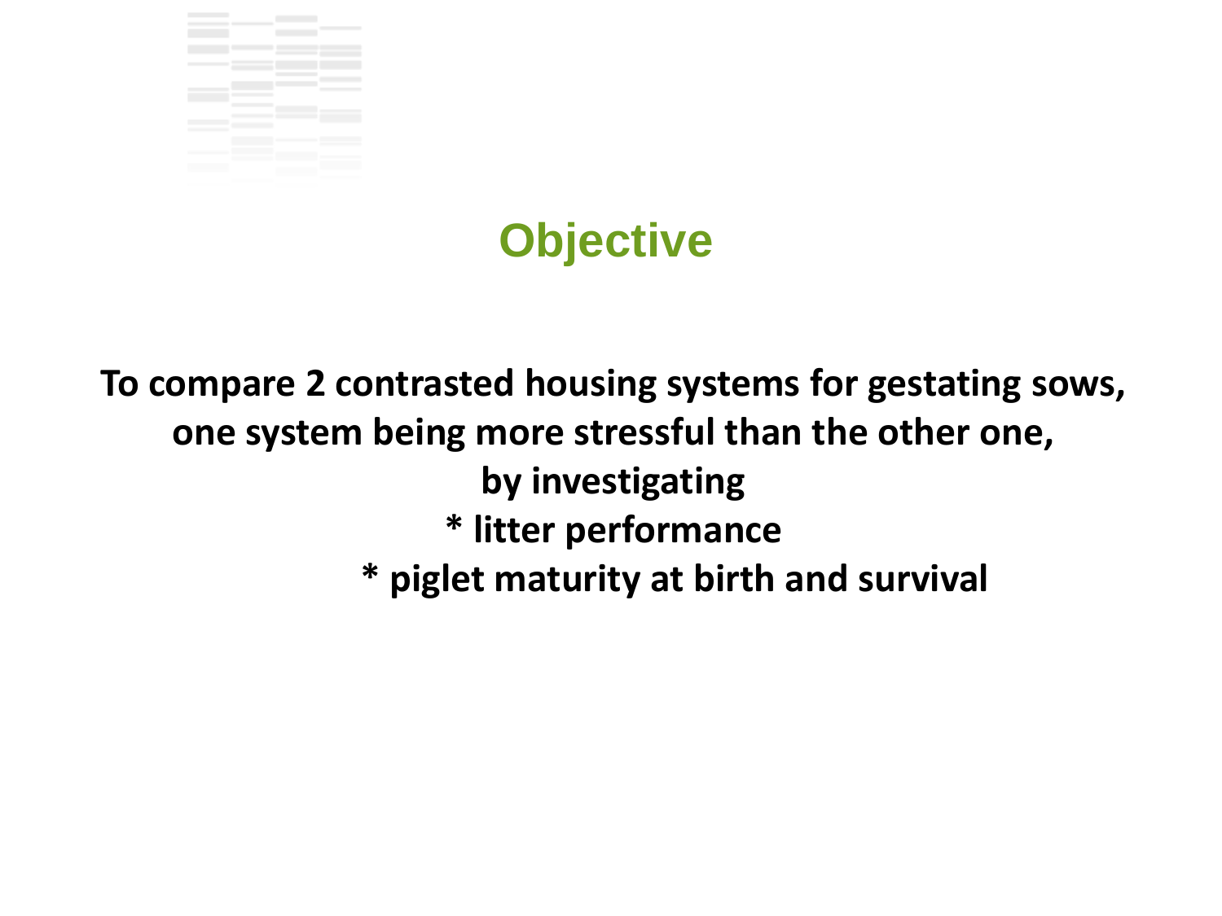# Objective

**To compare 2 contrasted housing systems for gestating sows, one system being more stressful than the other one, by investigating**

**\* litter performance**

**\* piglet maturity at birth and survival**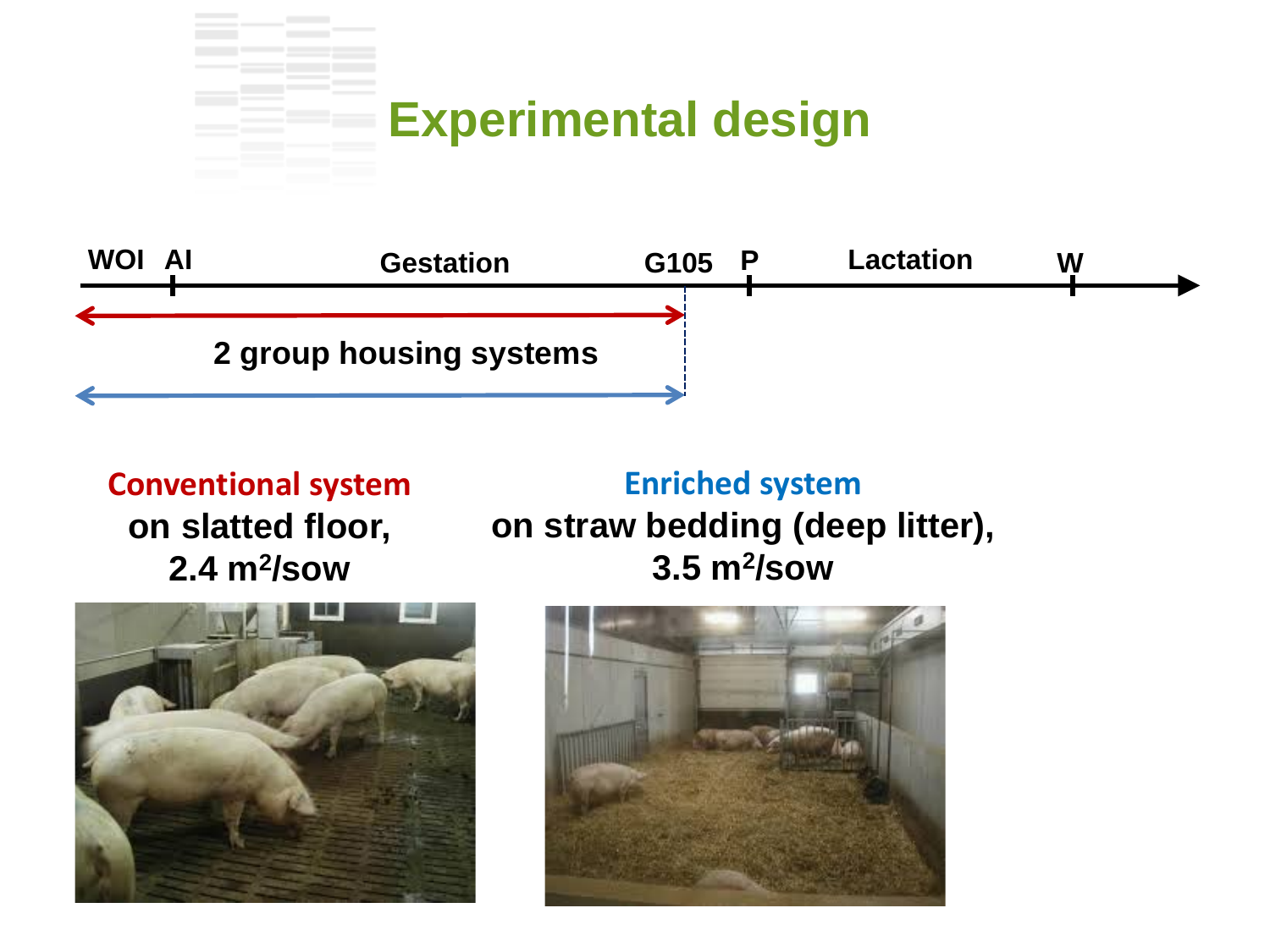# Experimental design

WOI AI Gestation G105 P Lactation W

2 group housing systems

**Conventional system**
**on slatted floor,**
**2.4 m²/sow**

**Enriched system**
**on straw bedding (deep litter),**
**3.5 m²/sow**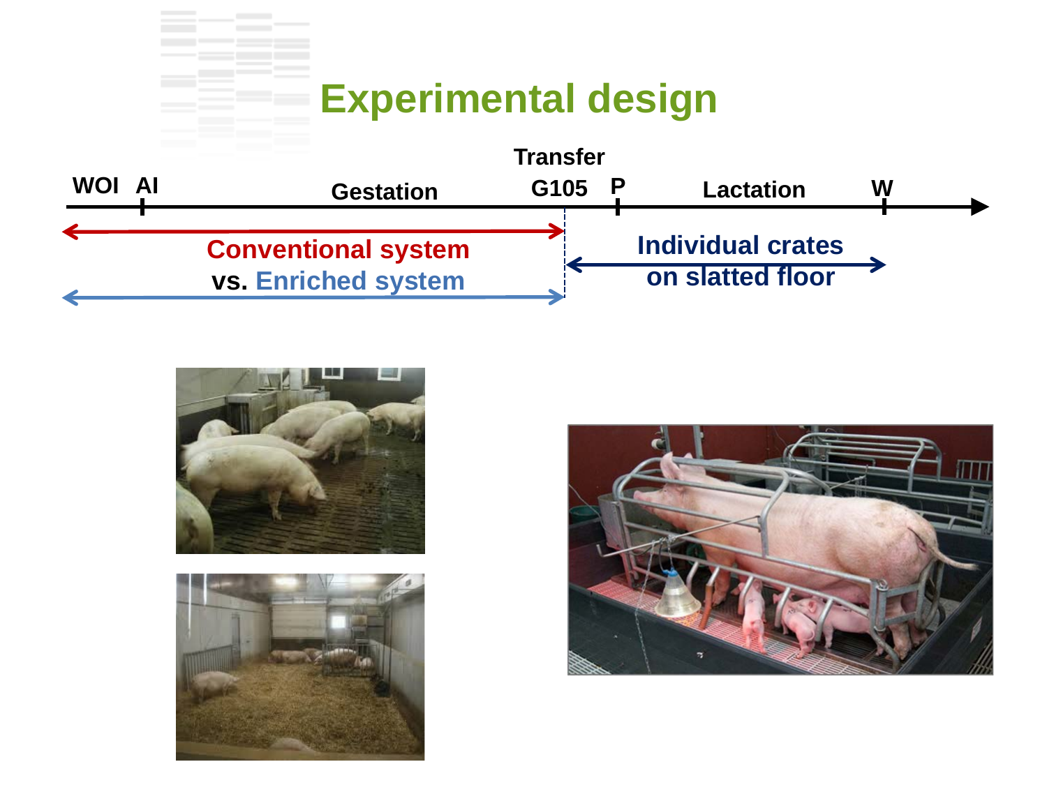# Experimental design

WOI AI Gestation Transfer G105 P Lactation W

Conventional system vs. Enriched system

Individual crates on slatted floor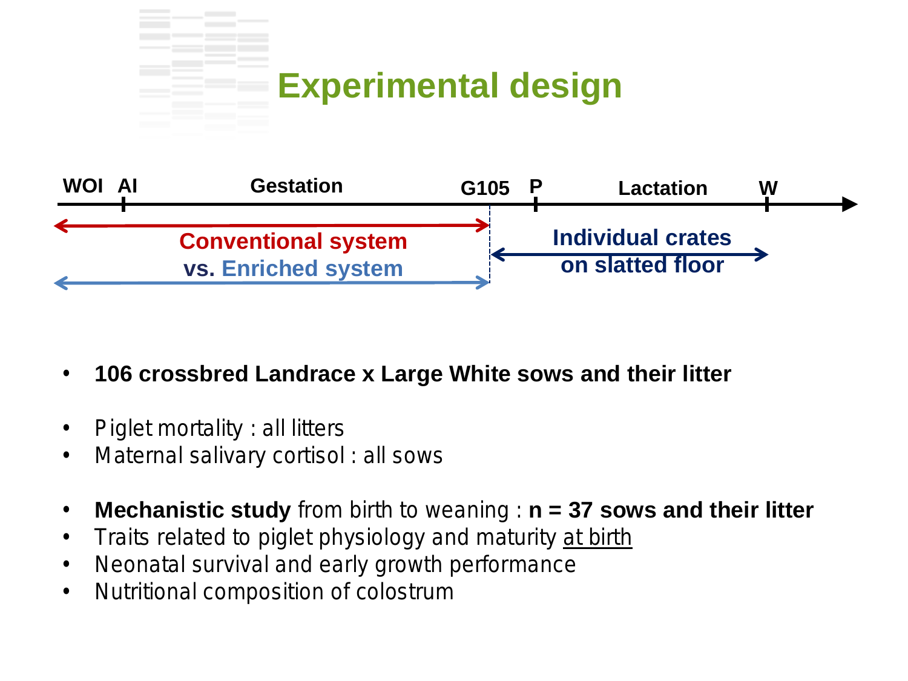# Experimental design

WOI AI Gestation G105 P Lactation W

Conventional system vs. Enriched system

Individual crates on slatted floor

- **106 crossbred Landrace x Large White sows and their litter**

- Piglet mortality : all litters
- Maternal salivary cortisol : all sows

- **Mechanistic study** from birth to weaning : **n = 37 sows and their litter**
- Traits related to piglet physiology and maturity at birth
- Neonatal survival and early growth performance
- Nutritional composition of colostrum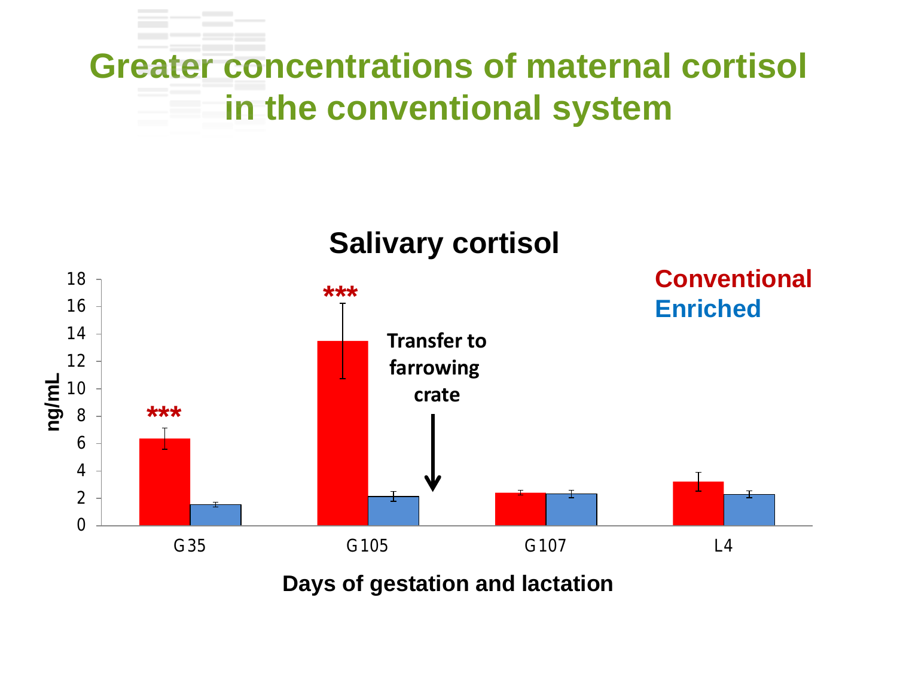# Greater concentrations of maternal cortisol in the conventional system

## Salivary cortisol

Conventional
Enriched

ng/mL

***

***

Transfer to farrowing crate

G35 G105 G107 L4

Days of gestation and lactation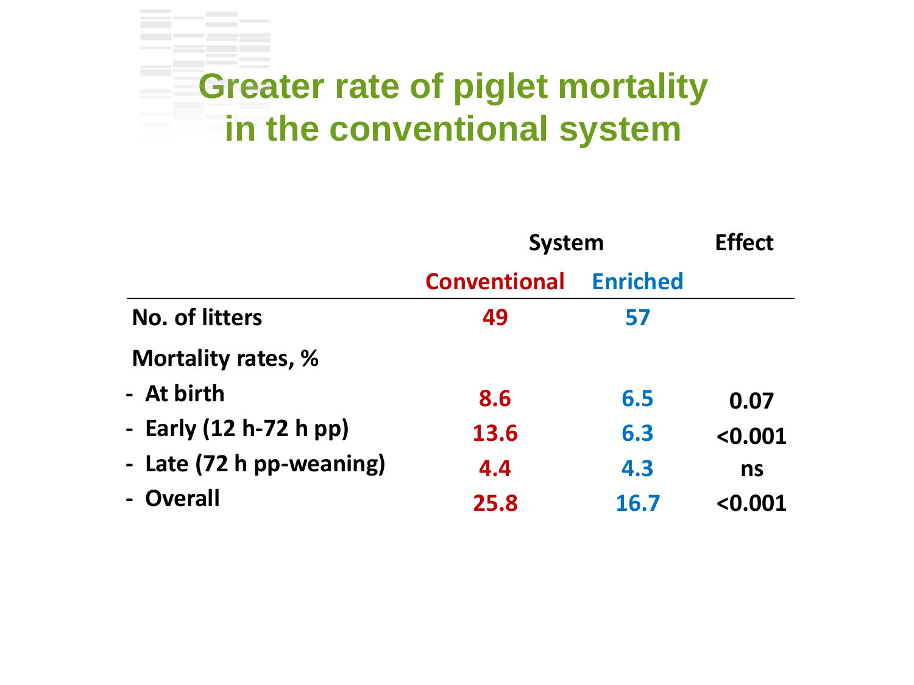# Greater rate of piglet mortality in the conventional system

| | System | | Effect |
|---|---|---|---|
| | Conventional | Enriched | |
| No. of litters | 49 | 57 | |
| Mortality rates, % | | | |
| - At birth | 8.6 | 6.5 | 0.07 |
| - Early (12 h-72 h pp) | 13.6 | 6.3 | <0.001 |
| - Late (72 h pp-weaning) | 4.4 | 4.3 | ns |
| - Overall | 25.8 | 16.7 | <0.001 |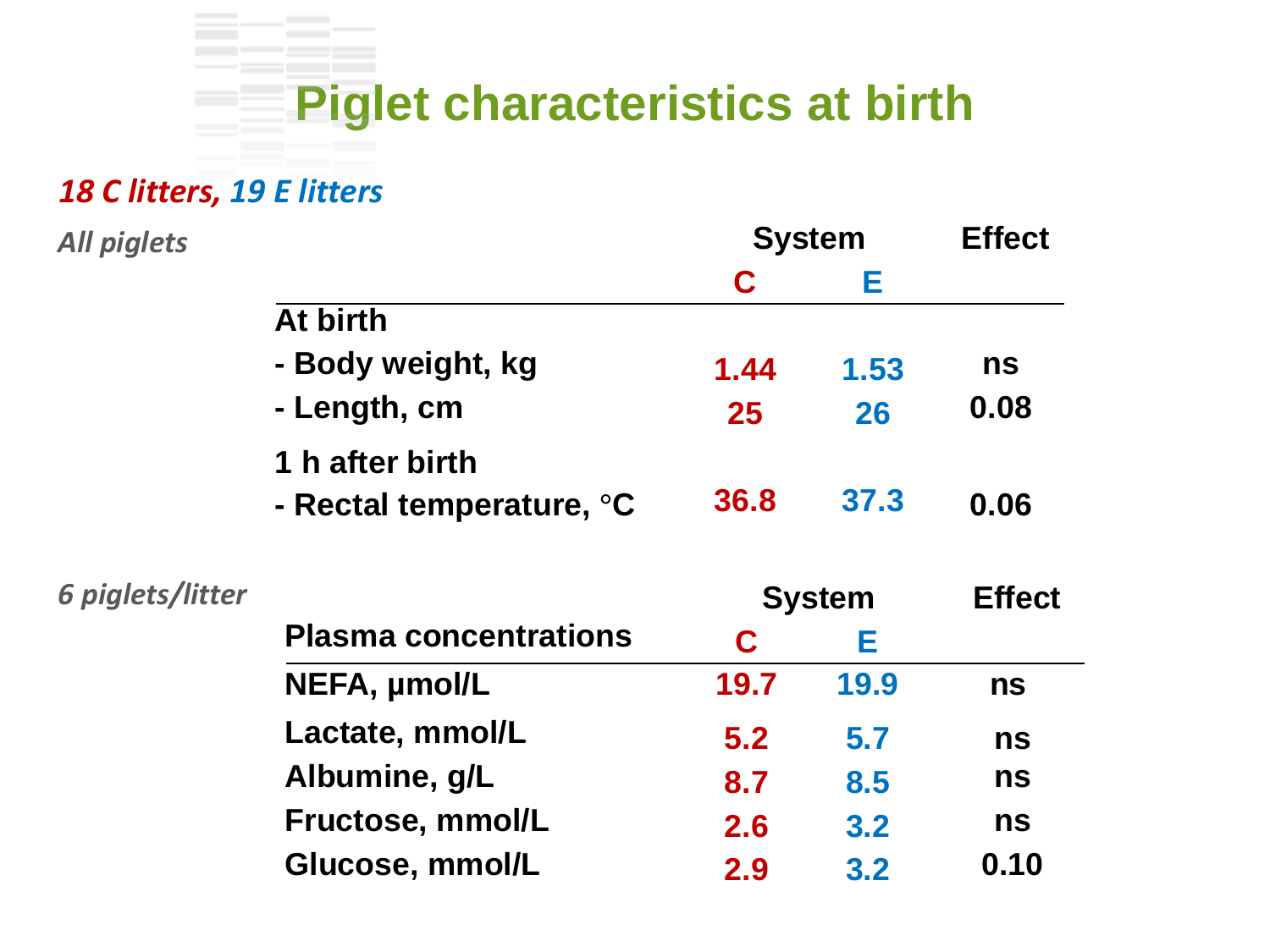# Piglet characteristics at birth

*18 C litters, 19 E litters*

*All piglets*

| | System | | Effect |
|---|---|---|---|
| | C | E | |
| **At birth** | | | |
| - Body weight, kg | 1.44 | 1.53 | ns |
| - Length, cm | 25 | 26 | 0.08 |
| **1 h after birth** | | | |
| - Rectal temperature, °C | 36.8 | 37.3 | 0.06 |

*6 piglets/litter*

| | System | | Effect |
|---|---|---|---|
| **Plasma concentrations** | C | E | |
| NEFA, µmol/L | 19.7 | 19.9 | ns |
| Lactate, mmol/L | 5.2 | 5.7 | ns |
| Albumine, g/L | 8.7 | 8.5 | ns |
| Fructose, mmol/L | 2.6 | 3.2 | ns |
| Glucose, mmol/L | 2.9 | 3.2 | 0.10 |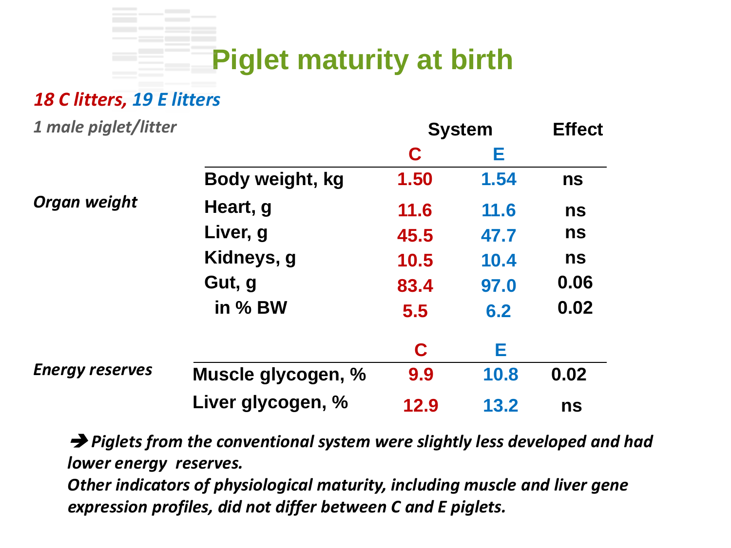# Piglet maturity at birth

*18 C litters, 19 E litters*

*1 male piglet/litter*

| | | System | | Effect |
|---|---|---|---|---|
| | | C | E | |
| | Body weight, kg | 1.50 | 1.54 | ns |
| *Organ weight* | Heart, g | 11.6 | 11.6 | ns |
| | Liver, g | 45.5 | 47.7 | ns |
| | Kidneys, g | 10.5 | 10.4 | ns |
| | Gut, g | 83.4 | 97.0 | 0.06 |
| | in % BW | 5.5 | 6.2 | 0.02 |

| | | C | E | |
|---|---|---|---|---|
| *Energy reserves* | Muscle glycogen, % | 9.9 | 10.8 | 0.02 |
| | Liver glycogen, % | 12.9 | 13.2 | ns |

➔ *Piglets from the conventional system were slightly less developed and had lower energy reserves.*
*Other indicators of physiological maturity, including muscle and liver gene expression profiles, did not differ between C and E piglets.*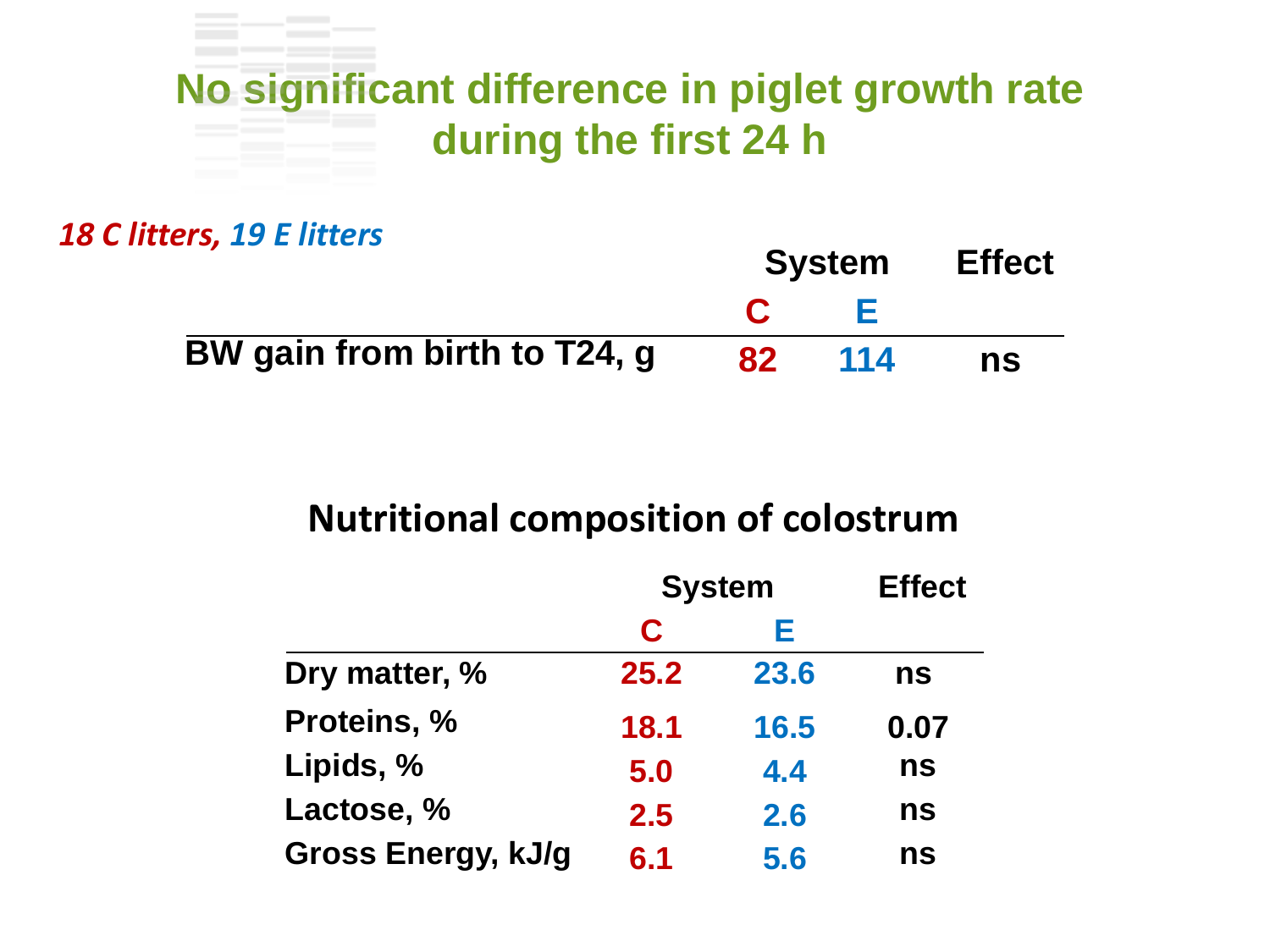# No significant difference in piglet growth rate during the first 24 h

*18 C litters, 19 E litters*

| | System | | Effect |
|---|---|---|---|
| | C | E | |
| BW gain from birth to T24, g | 82 | 114 | ns |

## Nutritional composition of colostrum

| | System | | Effect |
|---|---|---|---|
| | C | E | |
| Dry matter, % | 25.2 | 23.6 | ns |
| Proteins, % | 18.1 | 16.5 | 0.07 |
| Lipids, % | 5.0 | 4.4 | ns |
| Lactose, % | 2.5 | 2.6 | ns |
| Gross Energy, kJ/g | 6.1 | 5.6 | ns |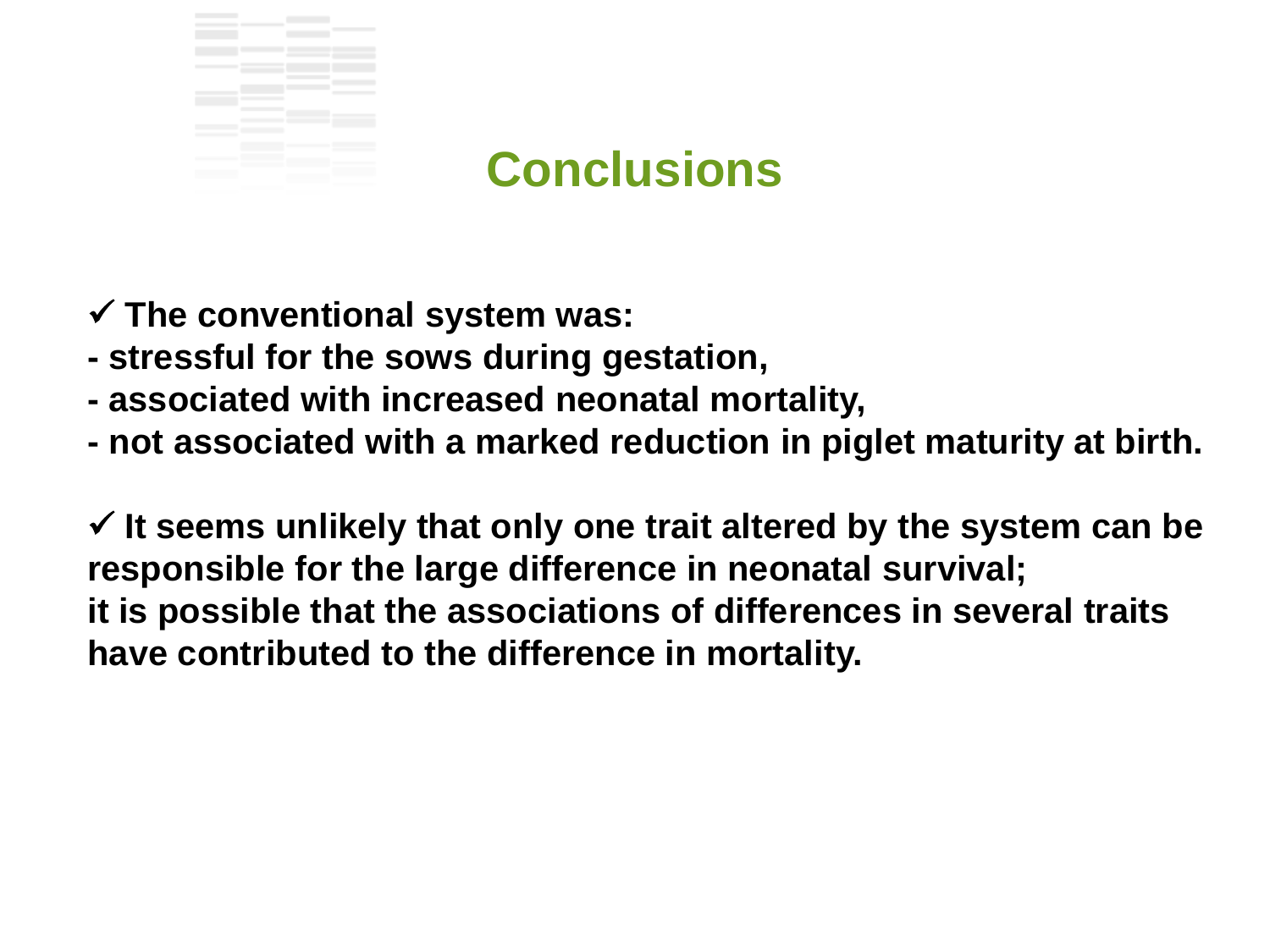# Conclusions

✓ **The conventional system was:**
**- stressful for the sows during gestation,**
**- associated with increased neonatal mortality,**
**- not associated with a marked reduction in piglet maturity at birth.**

✓ **It seems unlikely that only one trait altered by the system can be responsible for the large difference in neonatal survival;**
**it is possible that the associations of differences in several traits have contributed to the difference in mortality.**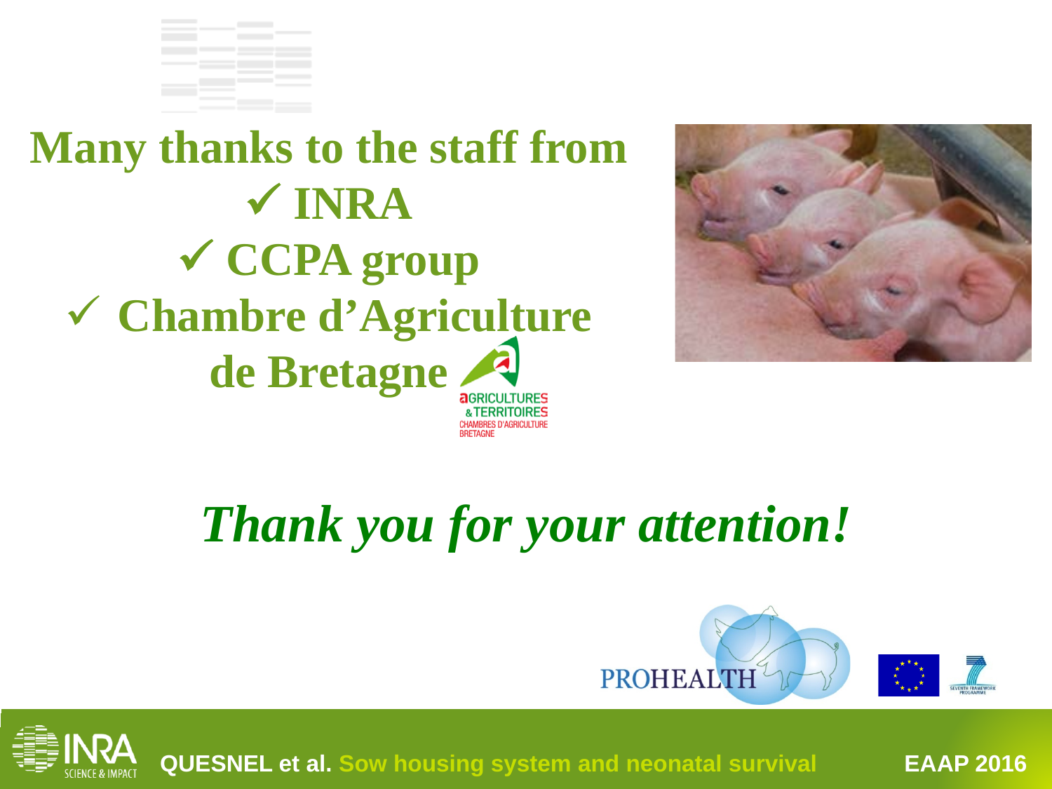**Many thanks to the staff from**

- ✓ **INRA**
- ✓ **CCPA group**
- ✓ **Chambre d'Agriculture de Bretagne**

# *Thank you for your attention!*